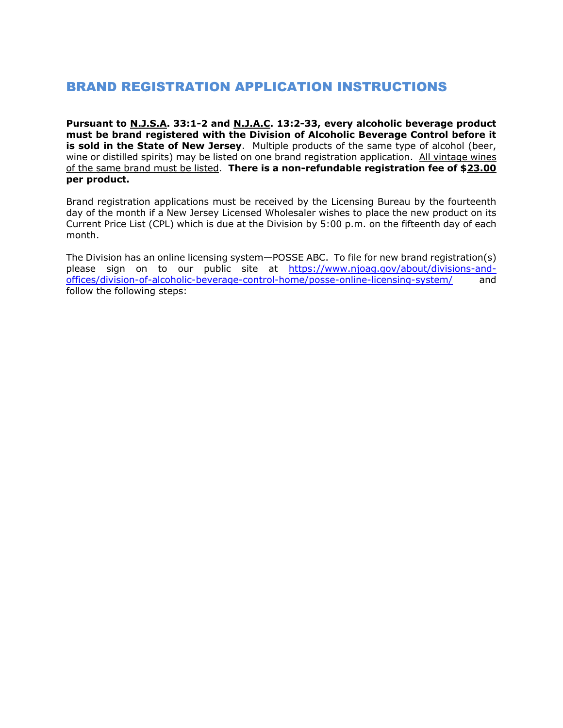# BRAND REGISTRATION APPLICATION INSTRUCTIONS

**Pursuant to N.J.S.A. 33:1-2 and N.J.A.C. 13:2-33, every alcoholic beverage product must be brand registered with the Division of Alcoholic Beverage Control before it is sold in the State of New Jersey**. Multiple products of the same type of alcohol (beer, wine or distilled spirits) may be listed on one brand registration application. All vintage wines of the same brand must be listed. **There is a non-refundable registration fee of $23.00 per product.**

Brand registration applications must be received by the Licensing Bureau by the fourteenth day of the month if a New Jersey Licensed Wholesaler wishes to place the new product on its Current Price List (CPL) which is due at the Division by 5:00 p.m. on the fifteenth day of each month.

The Division has an online licensing system—POSSE ABC. To file for new brand registration(s) please sign on to our public site at https://www.njoag.gov/about/divisions-and-offices/division-of-alcoholic-beverage-control-home/posse-online-licensing-system/ and follow the following steps: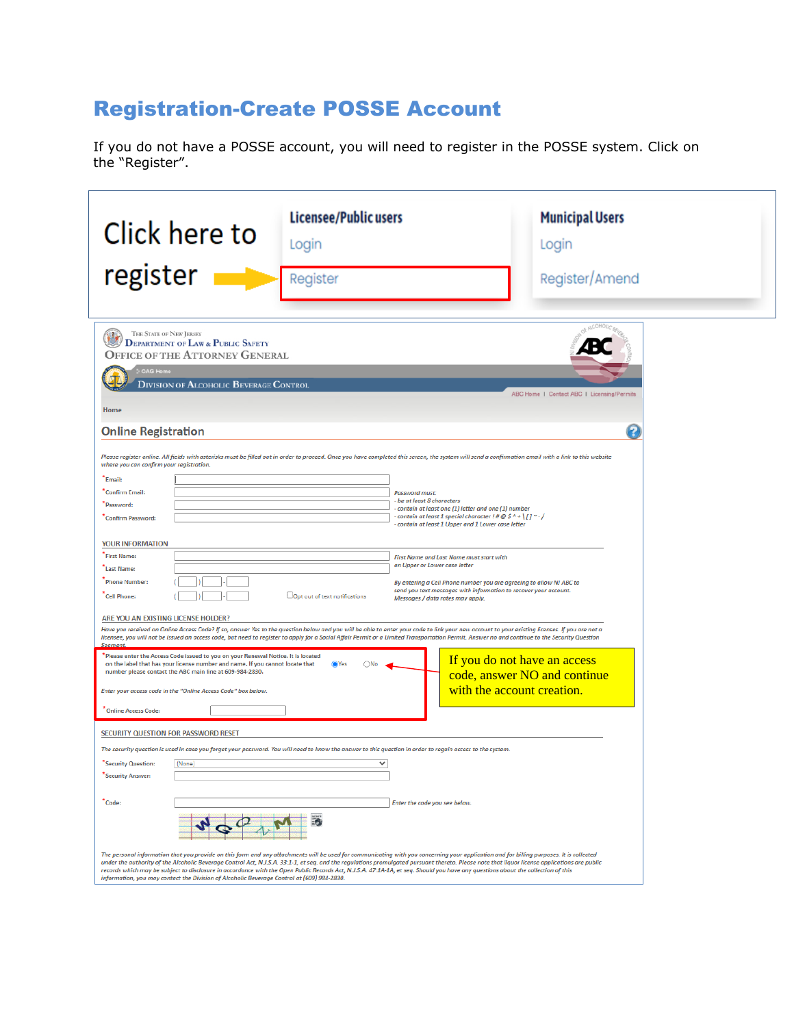# Registration-Create POSSE Account

If you do not have a POSSE account, you will need to register in the POSSE system. Click on the "Register".

Click here to register

**Licensee/Public users**

Login

Register

**Municipal Users**

Login

Register/Amend

The State of New Jersey
Department of Law & Public Safety
Office of the Attorney General

OAG Home

Division of Alcoholic Beverage Control

ABC Home | Contact ABC | Licensing/Permits

Home

## Online Registration

*Please register online. All fields with asterisks must be filled out in order to proceed. Once you have completed this screen, the system will send a confirmation email with a link to this website where you can confirm your registration.*

*Email:

*Confirm Email:

*Password:

*Confirm Password:

*Password must:*
*- be at least 8 characters*
*- contain at least one (1) letter and one (1) number*
*- contain at least 1 special character: ! # @ $ ^ + \ [ ] ~ - /*
*- contain at least 1 Upper and 1 Lower case letter*

YOUR INFORMATION

*First Name:

*Last Name:

*First Name and Last Name must start with an Upper or Lower case letter*

*Phone Number: ( ) -

*Cell Phone: ( ) -

Opt out of text notifications

*By entering a Cell Phone number you are agreeing to allow NJ ABC to send you text messages with information to recover your account. Messages / data rates may apply.*

ARE YOU AN EXISTING LICENSE HOLDER?

*Have you received an Online Access Code? If so, answer Yes to the question below and you will be able to enter your code to link your new account to your existing licenses. If you are not a licensee, you will not be issued an access code, but need to register to apply for a Social Affair Permit or a Limited Transportation Permit. Answer no and continue to the Security Question Segment.*

*Please enter the Access Code issued to you on your Renewal Notice. It is located on the label that has your license number and name. If you cannot locate that number please contact the ABC main line at 609-984-2830.

Yes No

*Enter your access code in the "Online Access Code" box below.*

*Online Access Code:

If you do not have an access code, answer NO and continue with the account creation.

SECURITY QUESTION FOR PASSWORD RESET

*The security question is used in case you forget your password. You will need to know the answer to this question in order to regain access to the system.*

*Security Question: (None)

*Security Answer:

*Code:

*Enter the code you see below.*

WQQ7M

*The personal information that you provide on this form and any attachments will be used for communicating with you concerning your application and for billing purposes. It is collected under the authority of the Alcoholic Beverage Control Act, N.J.S.A. 33:1-1, et seq. and the regulations promulgated pursuant thereto. Please note that liquor license applications are public records which may be subject to disclosure in accordance with the Open Public Records Act, N.J.S.A. 47:1A-1A, et seq. Should you have any questions about the collection of this information, you may contact the Division of Alcoholic Beverage Control at (609) 984-2830.*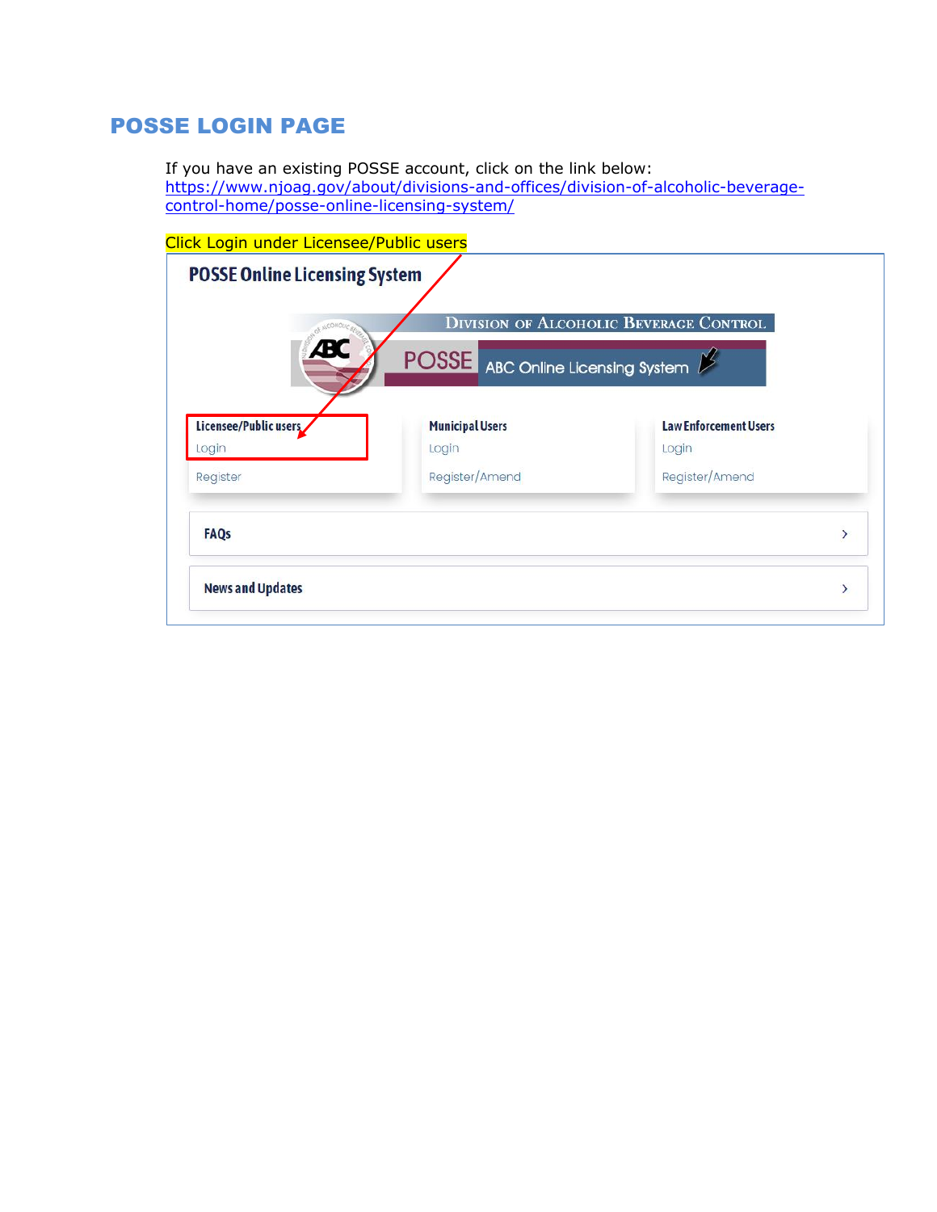## POSSE LOGIN PAGE

If you have an existing POSSE account, click on the link below:
https://www.njoag.gov/about/divisions-and-offices/division-of-alcoholic-beverage-control-home/posse-online-licensing-system/

Click Login under Licensee/Public users

**POSSE Online Licensing System**

DIVISION OF ALCOHOLIC BEVERAGE CONTROL

POSSE ABC Online Licensing System

**Licensee/Public users**
Login
Register

**Municipal Users**
Login
Register/Amend

**Law Enforcement Users**
Login
Register/Amend

**FAQs**

**News and Updates**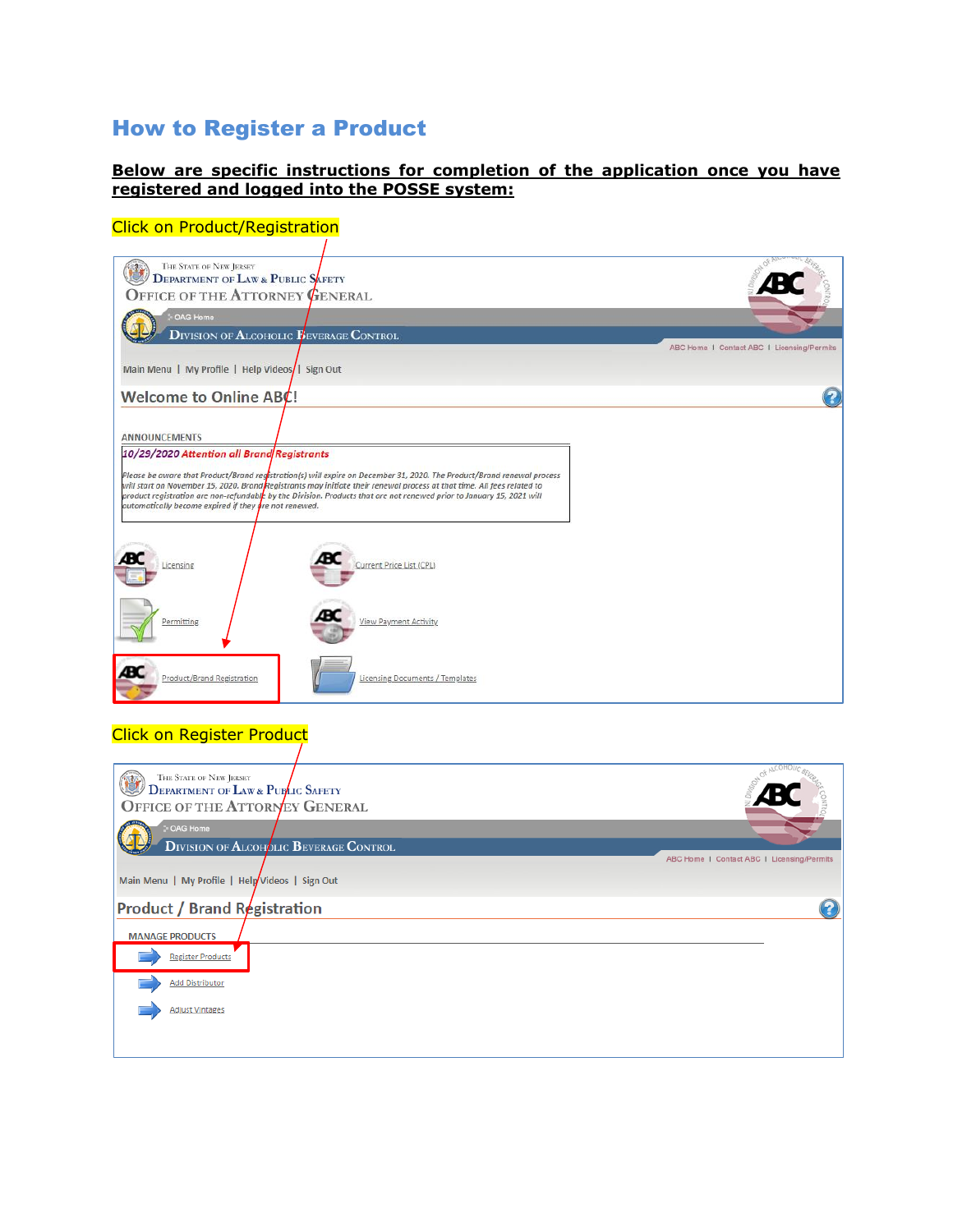# How to Register a Product

**Below are specific instructions for completion of the application once you have registered and logged into the POSSE system:**

Click on Product/Registration

The State of New Jersey
Department of Law & Public Safety
Office of the Attorney General

OAG Home

Division of Alcoholic Beverage Control

ABC Home | Contact ABC | Licensing/Permits

Main Menu | My Profile | Help Videos | Sign Out

Welcome to Online ABC!

ANNOUNCEMENTS

*10/29/2020 Attention all Brand Registrants*

*Please be aware that Product/Brand registration(s) will expire on December 31, 2020. The Product/Brand renewal process will start on November 15, 2020. Brand Registrants may initiate their renewal process at that time. All fees related to product registration are non-refundable by the Division. Products that are not renewed prior to January 15, 2021 will automatically become expired if they are not renewed.*

Licensing

Current Price List (CPL)

Permitting

View Payment Activity

Product/Brand Registration

Licensing Documents / Templates

Click on Register Product

The State of New Jersey
Department of Law & Public Safety
Office of the Attorney General

OAG Home

Division of Alcoholic Beverage Control

ABC Home | Contact ABC | Licensing/Permits

Main Menu | My Profile | Help Videos | Sign Out

Product / Brand Registration

MANAGE PRODUCTS

Register Products

Add Distributor

Adjust Vintages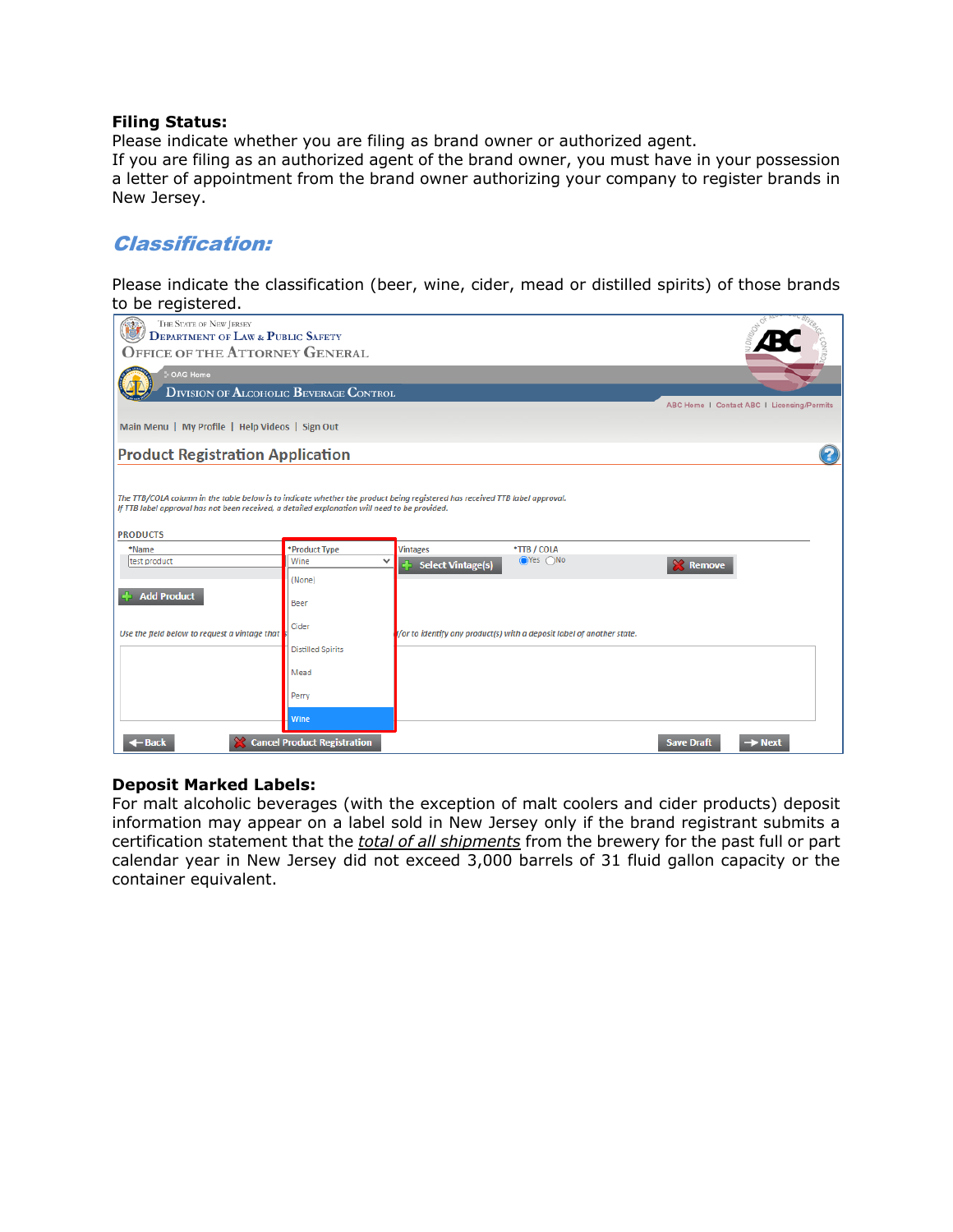**Filing Status:**
Please indicate whether you are filing as brand owner or authorized agent.
If you are filing as an authorized agent of the brand owner, you must have in your possession a letter of appointment from the brand owner authorizing your company to register brands in New Jersey.

## *Classification:*

Please indicate the classification (beer, wine, cider, mead or distilled spirits) of those brands to be registered.

The State of New Jersey
Department of Law & Public Safety
Office of the Attorney General

OAG Home
Division of Alcoholic Beverage Control

ABC Home | Contact ABC | Licensing/Permits

Main Menu | My Profile | Help Videos | Sign Out

Product Registration Application

*The TTB/COLA column in the table below is to indicate whether the product being registered has received TTB label approval.*
*If TTB label approval has not been received, a detailed explanation will need to be provided.*

PRODUCTS

| *Name | *Product Type | Vintages | *TTB / COLA | |
|---|---|---|---|---|
| test product | Wine | Select Vintage(s) | Yes / No | Remove |

Product Type options: (None), Beer, Cider, Distilled Spirits, Mead, Perry, Wine

Add Product

*Use the field below to request a vintage that ... /or to identify any product(s) with a deposit label of another state.*

Back | Cancel Product Registration | Save Draft | Next

**Deposit Marked Labels:**
For malt alcoholic beverages (with the exception of malt coolers and cider products) deposit information may appear on a label sold in New Jersey only if the brand registrant submits a certification statement that the *total of all shipments* from the brewery for the past full or part calendar year in New Jersey did not exceed 3,000 barrels of 31 fluid gallon capacity or the container equivalent.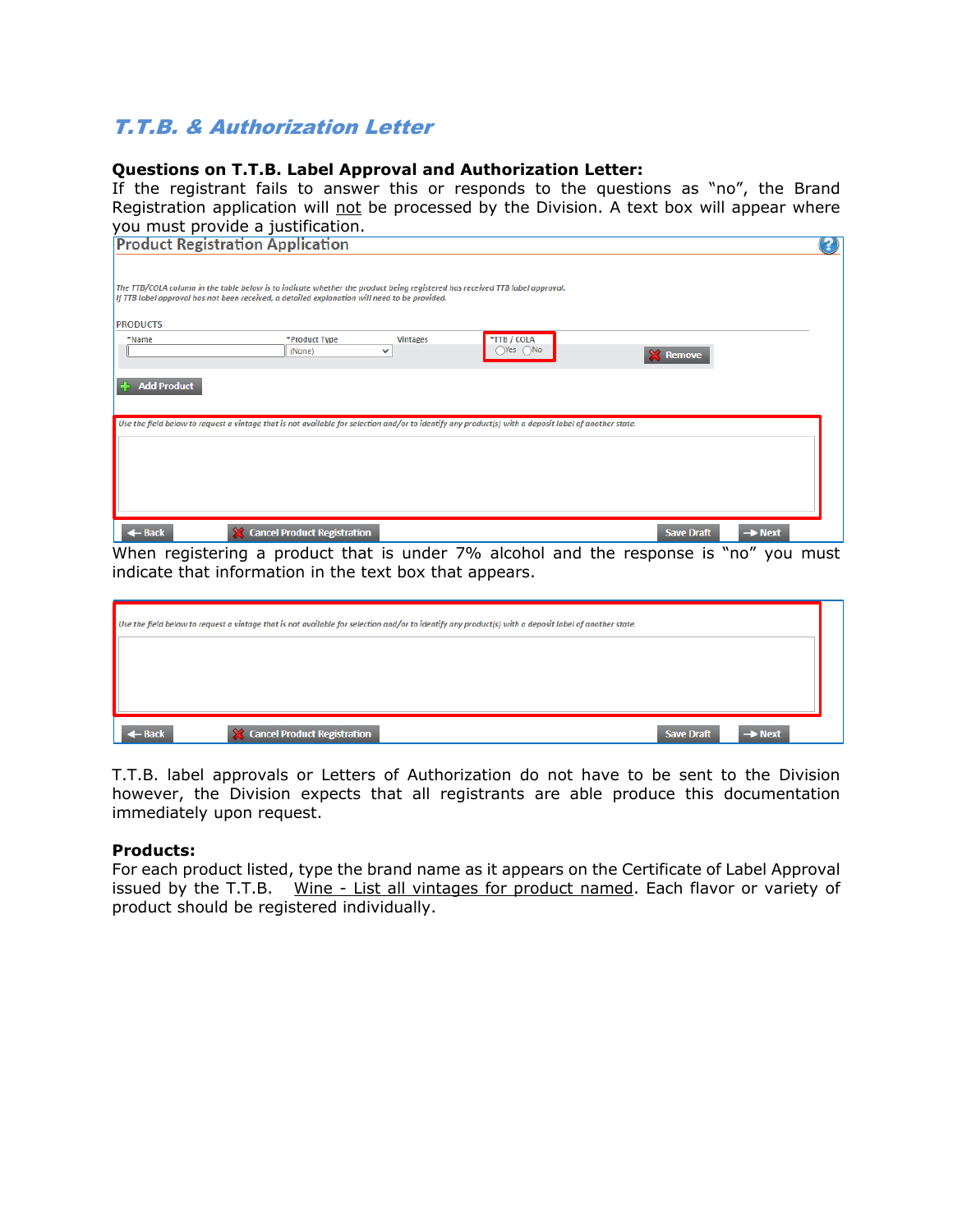## T.T.B. & Authorization Letter

**Questions on T.T.B. Label Approval and Authorization Letter:**
If the registrant fails to answer this or responds to the questions as "no", the Brand Registration application will not be processed by the Division. A text box will appear where you must provide a justification.

Product Registration Application

*The TTB/COLA column in the table below is to indicate whether the product being registered has received TTB label approval. If TTB label approval has not been received, a detailed explanation will need to be provided.*

PRODUCTS

| *Name | *Product Type | Vintages | *TTB / COLA | |
|---|---|---|---|---|
| | (None) | | ◯Yes ◯No | Remove |

Add Product

*Use the field below to request a vintage that is not available for selection and/or to identify any product(s) with a deposit label of another state.*

Back | Cancel Product Registration | Save Draft | Next

When registering a product that is under 7% alcohol and the response is "no" you must indicate that information in the text box that appears.

*Use the field below to request a vintage that is not available for selection and/or to identify any product(s) with a deposit label of another state.*

Back | Cancel Product Registration | Save Draft | Next

T.T.B. label approvals or Letters of Authorization do not have to be sent to the Division however, the Division expects that all registrants are able produce this documentation immediately upon request.

**Products:**
For each product listed, type the brand name as it appears on the Certificate of Label Approval issued by the T.T.B. Wine - List all vintages for product named. Each flavor or variety of product should be registered individually.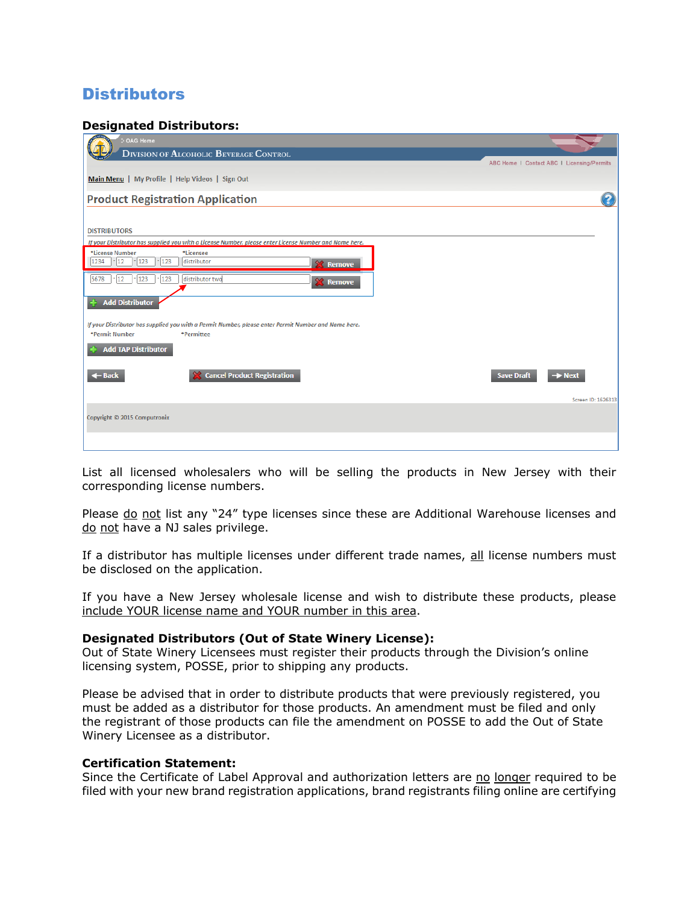## Distributors

**Designated Distributors:**

List all licensed wholesalers who will be selling the products in New Jersey with their corresponding license numbers.

Please do not list any "24" type licenses since these are Additional Warehouse licenses and do not have a NJ sales privilege.

If a distributor has multiple licenses under different trade names, all license numbers must be disclosed on the application.

If you have a New Jersey wholesale license and wish to distribute these products, please include YOUR license name and YOUR number in this area.

**Designated Distributors (Out of State Winery License):**
Out of State Winery Licensees must register their products through the Division's online licensing system, POSSE, prior to shipping any products.

Please be advised that in order to distribute products that were previously registered, you must be added as a distributor for those products. An amendment must be filed and only the registrant of those products can file the amendment on POSSE to add the Out of State Winery Licensee as a distributor.

**Certification Statement:**
Since the Certificate of Label Approval and authorization letters are no longer required to be filed with your new brand registration applications, brand registrants filing online are certifying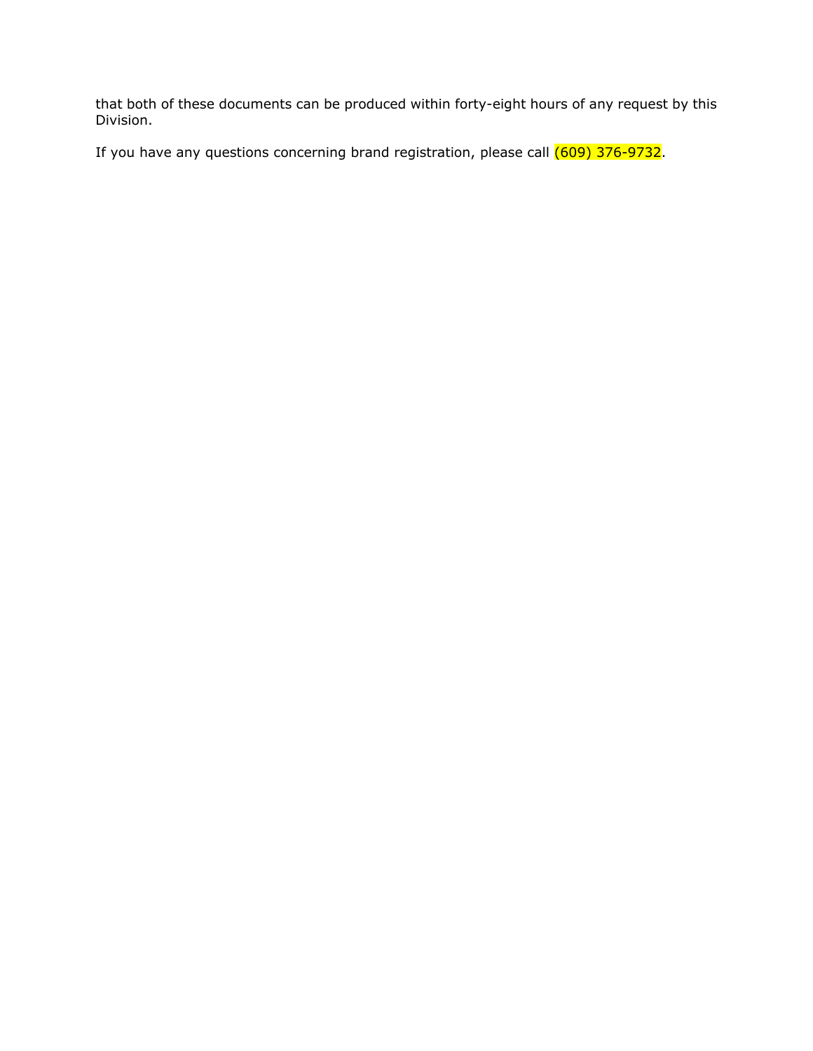that both of these documents can be produced within forty-eight hours of any request by this Division.

If you have any questions concerning brand registration, please call (609) 376-9732.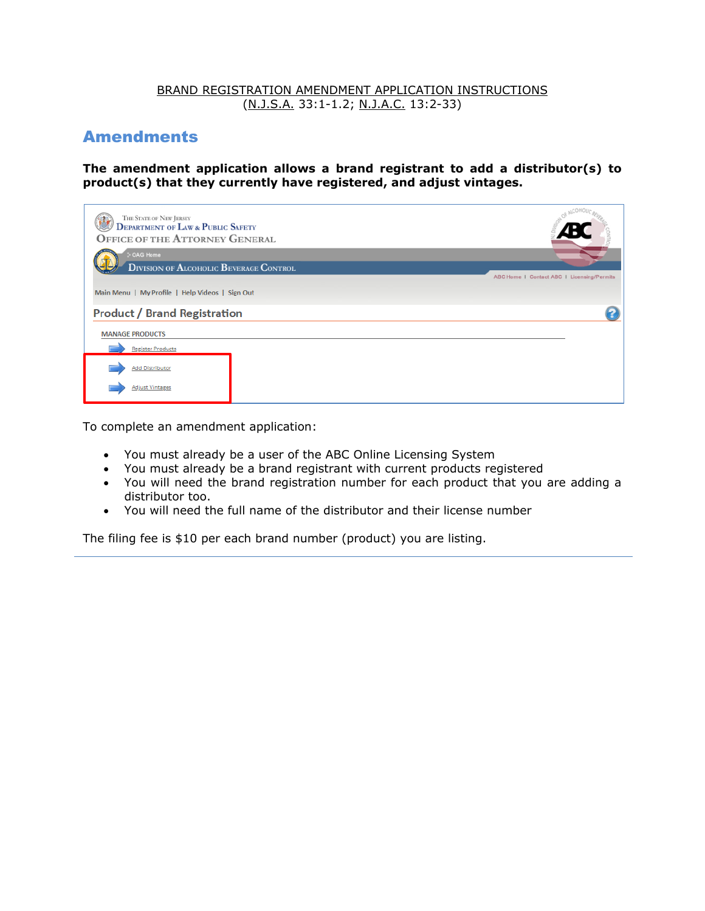BRAND REGISTRATION AMENDMENT APPLICATION INSTRUCTIONS
(N.J.S.A. 33:1-1.2; N.J.A.C. 13:2-33)

## Amendments

**The amendment application allows a brand registrant to add a distributor(s) to product(s) that they currently have registered, and adjust vintages.**

To complete an amendment application:

- You must already be a user of the ABC Online Licensing System
- You must already be a brand registrant with current products registered
- You will need the brand registration number for each product that you are adding a distributor too.
- You will need the full name of the distributor and their license number

The filing fee is $10 per each brand number (product) you are listing.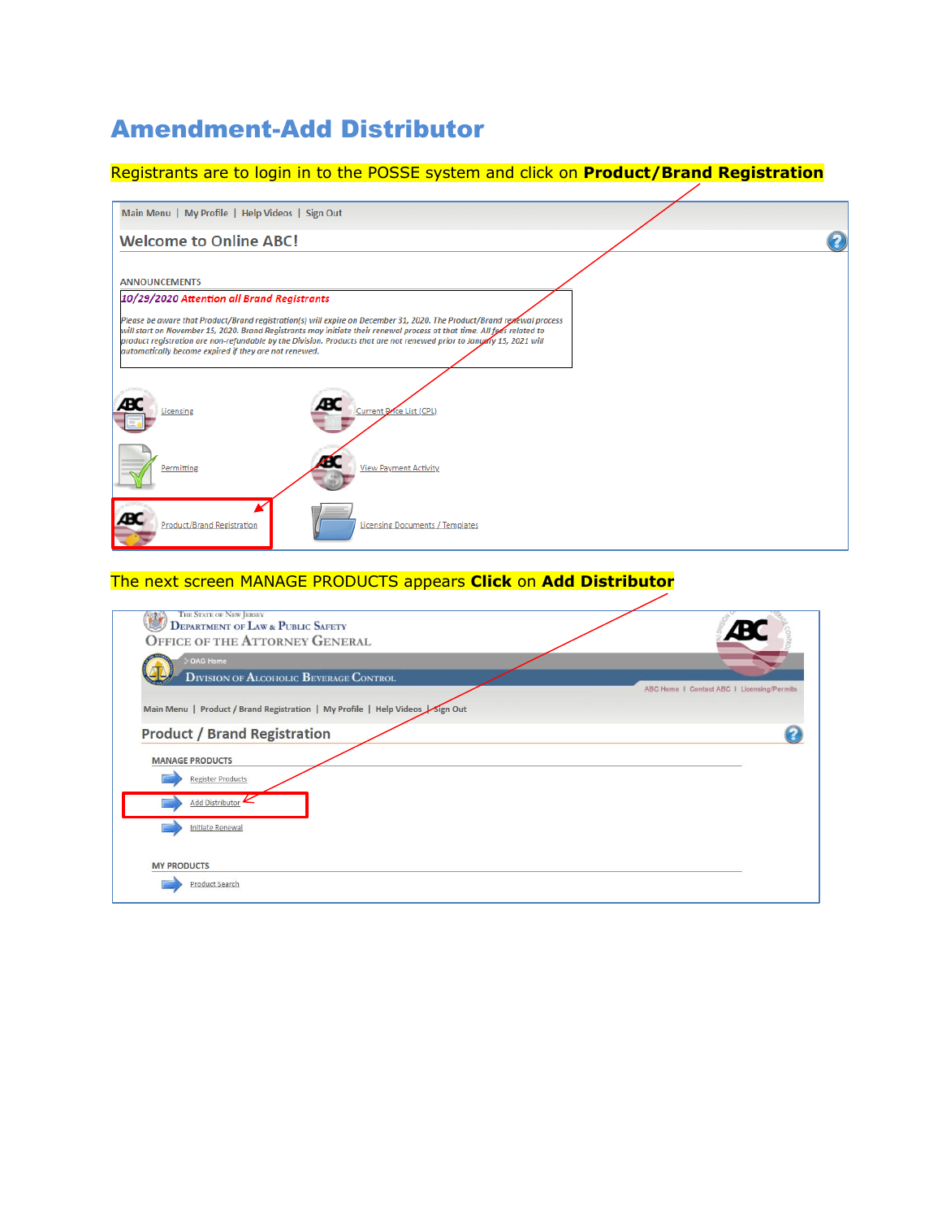# Amendment-Add Distributor

Registrants are to login in to the POSSE system and click on **Product/Brand Registration**

Main Menu | My Profile | Help Videos | Sign Out

Welcome to Online ABC!

ANNOUNCEMENTS

*10/29/2020 Attention all Brand Registrants*

*Please be aware that Product/Brand registration(s) will expire on December 31, 2020. The Product/Brand renewal process will start on November 15, 2020. Brand Registrants may initiate their renewal process at that time. All fees related to product registration are non-refundable by the Division. Products that are not renewed prior to January 15, 2021 will automatically become expired if they are not renewed.*

Licensing

Current Price List (CPL)

Permitting

View Payment Activity

Product/Brand Registration

Licensing Documents / Templates

The next screen MANAGE PRODUCTS appears **Click** on **Add Distributor**

The State of New Jersey
Department of Law & Public Safety
Office of the Attorney General

OAG Home

Division of Alcoholic Beverage Control

ABC Home | Contact ABC | Licensing/Permits

Main Menu | Product / Brand Registration | My Profile | Help Videos | Sign Out

Product / Brand Registration

MANAGE PRODUCTS

Register Products

Add Distributor

Initiate Renewal

MY PRODUCTS

Product Search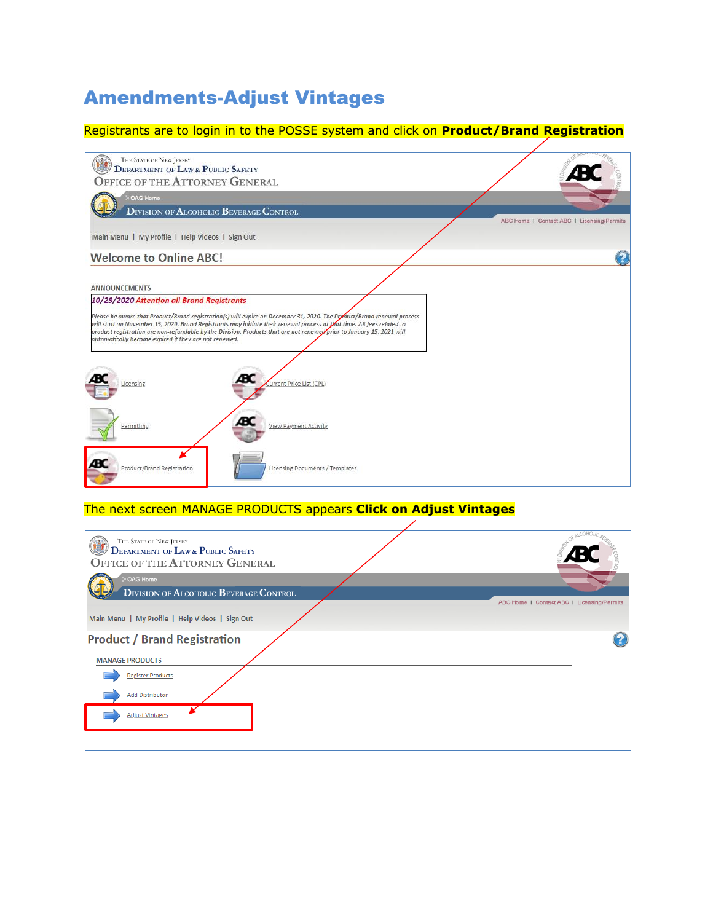# Amendments-Adjust Vintages

Registrants are to login in to the POSSE system and click on **Product/Brand Registration**

THE STATE OF NEW JERSEY
DEPARTMENT OF LAW & PUBLIC SAFETY
OFFICE OF THE ATTORNEY GENERAL

OAG Home

DIVISION OF ALCOHOLIC BEVERAGE CONTROL

ABC Home | Contact ABC | Licensing/Permits

Main Menu | My Profile | Help Videos | Sign Out

Welcome to Online ABC!

ANNOUNCEMENTS

*10/29/2020 Attention all Brand Registrants*

*Please be aware that Product/Brand registration(s) will expire on December 31, 2020. The Product/Brand renewal process will start on November 15, 2020. Brand Registrants may initiate their renewal process at that time. All fees related to product registration are non-refundable by the Division. Products that are not renewed prior to January 15, 2021 will automatically become expired if they are not renewed.*

Licensing

Current Price List (CPL)

Permitting

View Payment Activity

Product/Brand Registration

Licensing Documents / Templates

The next screen MANAGE PRODUCTS appears **Click on Adjust Vintages**

THE STATE OF NEW JERSEY
DEPARTMENT OF LAW & PUBLIC SAFETY
OFFICE OF THE ATTORNEY GENERAL

OAG Home

DIVISION OF ALCOHOLIC BEVERAGE CONTROL

ABC Home | Contact ABC | Licensing/Permits

Main Menu | My Profile | Help Videos | Sign Out

Product / Brand Registration

MANAGE PRODUCTS

Register Products

Add Distributor

Adjust Vintages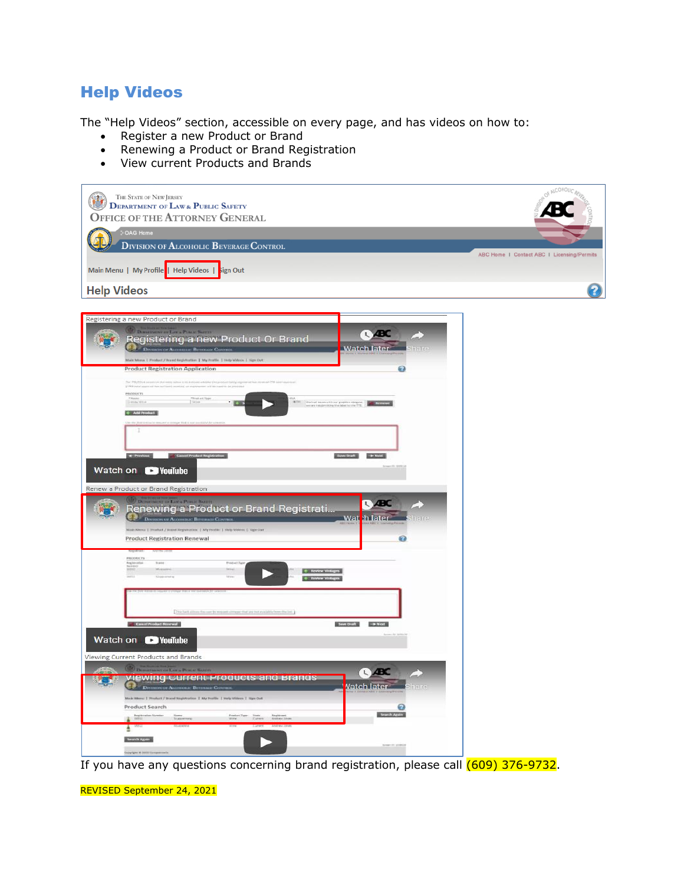## Help Videos

The "Help Videos" section, accessible on every page, and has videos on how to:

- Register a new Product or Brand
- Renewing a Product or Brand Registration
- View current Products and Brands

If you have any questions concerning brand registration, please call (609) 376-9732.

REVISED September 24, 2021